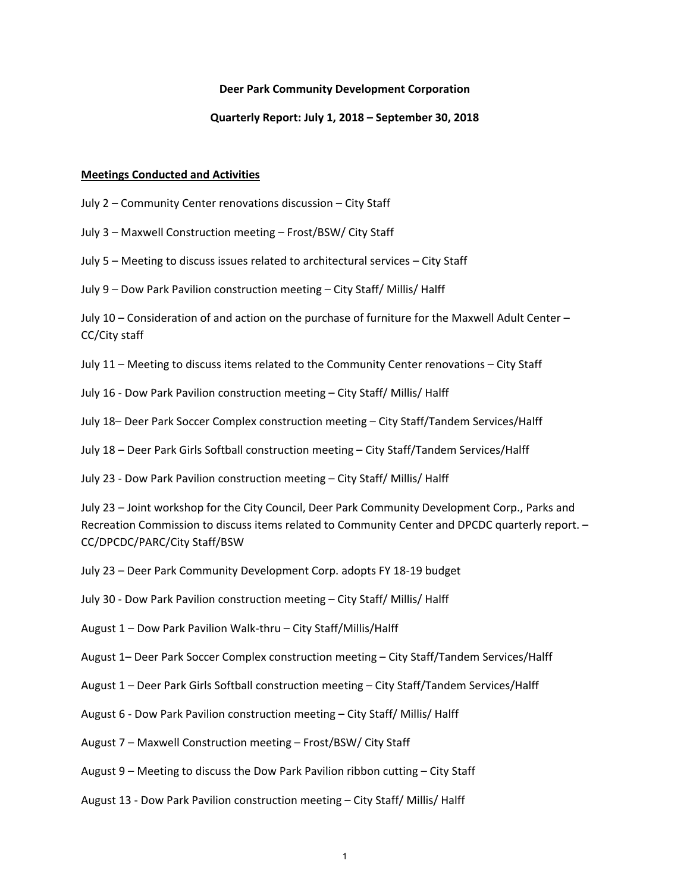**Deer Park Community Development Corporation**

**Quarterly Report: July 1, 2018 – September 30, 2018**

## Meetings Conducted and Activities

July 2 – Community Center renovations discussion – City Staff

July 3 – Maxwell Construction meeting – Frost/BSW/ City Staff

July 5 – Meeting to discuss issues related to architectural services – City Staff

July 9 – Dow Park Pavilion construction meeting – City Staff/ Millis/ Halff

July 10 – Consideration of and action on the purchase of furniture for the Maxwell Adult Center – CC/City staff

July 11 – Meeting to discuss items related to the Community Center renovations – City Staff

July 16 - Dow Park Pavilion construction meeting – City Staff/ Millis/ Halff

July 18– Deer Park Soccer Complex construction meeting – City Staff/Tandem Services/Halff

July 18 – Deer Park Girls Softball construction meeting – City Staff/Tandem Services/Halff

July 23 - Dow Park Pavilion construction meeting – City Staff/ Millis/ Halff

July 23 – Joint workshop for the City Council, Deer Park Community Development Corp., Parks and Recreation Commission to discuss items related to Community Center and DPCDC quarterly report. – CC/DPCDC/PARC/City Staff/BSW

July 23 – Deer Park Community Development Corp. adopts FY 18-19 budget

July 30 - Dow Park Pavilion construction meeting – City Staff/ Millis/ Halff

August 1 – Dow Park Pavilion Walk-thru – City Staff/Millis/Halff

August 1– Deer Park Soccer Complex construction meeting – City Staff/Tandem Services/Halff

August 1 – Deer Park Girls Softball construction meeting – City Staff/Tandem Services/Halff

August 6 - Dow Park Pavilion construction meeting – City Staff/ Millis/ Halff

August 7 – Maxwell Construction meeting – Frost/BSW/ City Staff

August 9 – Meeting to discuss the Dow Park Pavilion ribbon cutting – City Staff

August 13 - Dow Park Pavilion construction meeting – City Staff/ Millis/ Halff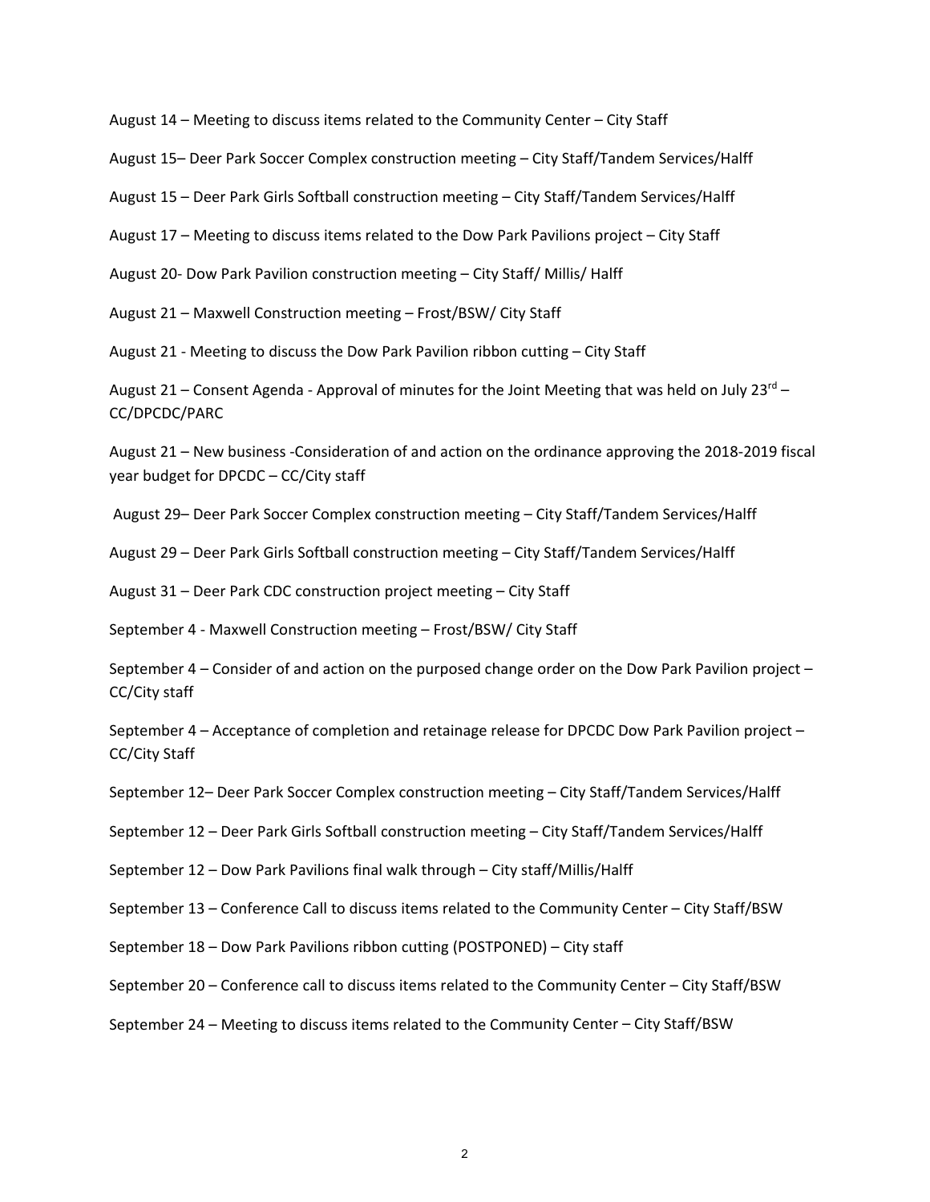August 14 – Meeting to discuss items related to the Community Center – City Staff

August 15– Deer Park Soccer Complex construction meeting – City Staff/Tandem Services/Halff

August 15 – Deer Park Girls Softball construction meeting – City Staff/Tandem Services/Halff

August 17 – Meeting to discuss items related to the Dow Park Pavilions project – City Staff

August 20- Dow Park Pavilion construction meeting – City Staff/ Millis/ Halff

August 21 – Maxwell Construction meeting – Frost/BSW/ City Staff

August 21 - Meeting to discuss the Dow Park Pavilion ribbon cutting – City Staff

August 21 – Consent Agenda - Approval of minutes for the Joint Meeting that was held on July 23rd – CC/DPCDC/PARC

August 21 – New business -Consideration of and action on the ordinance approving the 2018-2019 fiscal year budget for DPCDC – CC/City staff

August 29– Deer Park Soccer Complex construction meeting – City Staff/Tandem Services/Halff

August 29 – Deer Park Girls Softball construction meeting – City Staff/Tandem Services/Halff

August 31 – Deer Park CDC construction project meeting – City Staff

September 4 - Maxwell Construction meeting – Frost/BSW/ City Staff

September 4 – Consider of and action on the purposed change order on the Dow Park Pavilion project – CC/City staff

September 4 – Acceptance of completion and retainage release for DPCDC Dow Park Pavilion project – CC/City Staff

September 12– Deer Park Soccer Complex construction meeting – City Staff/Tandem Services/Halff

September 12 – Deer Park Girls Softball construction meeting – City Staff/Tandem Services/Halff

September 12 – Dow Park Pavilions final walk through – City staff/Millis/Halff

September 13 – Conference Call to discuss items related to the Community Center – City Staff/BSW

September 18 – Dow Park Pavilions ribbon cutting (POSTPONED) – City staff

September 20 – Conference call to discuss items related to the Community Center – City Staff/BSW

September 24 – Meeting to discuss items related to the Community Center – City Staff/BSW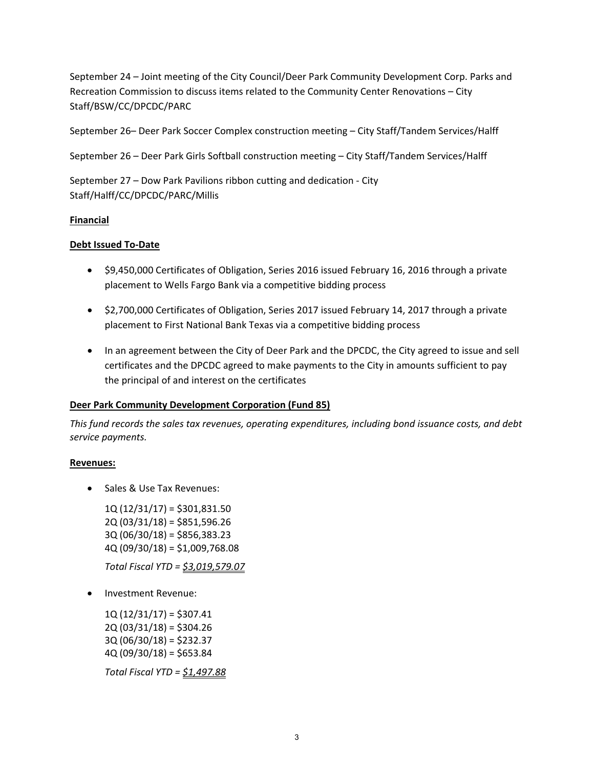September 24 – Joint meeting of the City Council/Deer Park Community Development Corp. Parks and Recreation Commission to discuss items related to the Community Center Renovations – City Staff/BSW/CC/DPCDC/PARC

September 26– Deer Park Soccer Complex construction meeting – City Staff/Tandem Services/Halff

September 26 – Deer Park Girls Softball construction meeting – City Staff/Tandem Services/Halff

September 27 – Dow Park Pavilions ribbon cutting and dedication - City Staff/Halff/CC/DPCDC/PARC/Millis

**Financial**

**Debt Issued To-Date**

- $9,450,000 Certificates of Obligation, Series 2016 issued February 16, 2016 through a private placement to Wells Fargo Bank via a competitive bidding process
- $2,700,000 Certificates of Obligation, Series 2017 issued February 14, 2017 through a private placement to First National Bank Texas via a competitive bidding process
- In an agreement between the City of Deer Park and the DPCDC, the City agreed to issue and sell certificates and the DPCDC agreed to make payments to the City in amounts sufficient to pay the principal of and interest on the certificates

**Deer Park Community Development Corporation (Fund 85)**

*This fund records the sales tax revenues, operating expenditures, including bond issuance costs, and debt service payments.*

**Revenues:**

- Sales & Use Tax Revenues:

  1Q (12/31/17) = $301,831.50
  2Q (03/31/18) = $851,596.26
  3Q (06/30/18) = $856,383.23
  4Q (09/30/18) = $1,009,768.08

  *Total Fiscal YTD = $3,019,579.07*

- Investment Revenue:

  1Q (12/31/17) = $307.41
  2Q (03/31/18) = $304.26
  3Q (06/30/18) = $232.37
  4Q (09/30/18) = $653.84

  *Total Fiscal YTD = $1,497.88*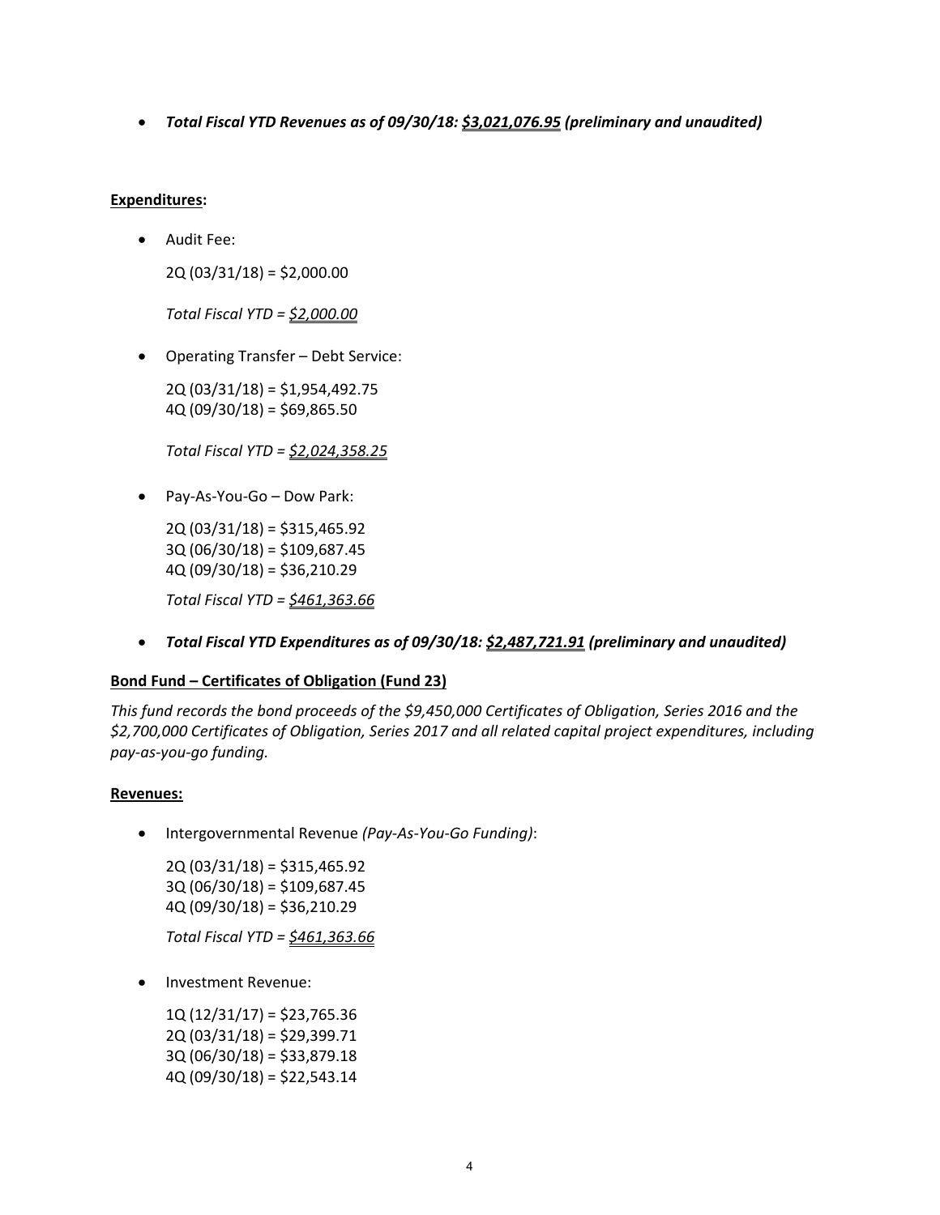- ***Total Fiscal YTD Revenues as of 09/30/18: <u>$3,021,076.95</u> (preliminary and unaudited)***

**<u>Expenditures</u>:**

- Audit Fee:

  2Q (03/31/18) = $2,000.00

  *Total Fiscal YTD = <u>$2,000.00</u>*

- Operating Transfer – Debt Service:

  2Q (03/31/18) = $1,954,492.75
  4Q (09/30/18) = $69,865.50

  *Total Fiscal YTD = <u>$2,024,358.25</u>*

- Pay-As-You-Go – Dow Park:

  2Q (03/31/18) = $315,465.92
  3Q (06/30/18) = $109,687.45
  4Q (09/30/18) = $36,210.29

  *Total Fiscal YTD = <u>$461,363.66</u>*

- ***Total Fiscal YTD Expenditures as of 09/30/18: <u>$2,487,721.91</u> (preliminary and unaudited)***

**<u>Bond Fund – Certificates of Obligation (Fund 23)</u>**

*This fund records the bond proceeds of the $9,450,000 Certificates of Obligation, Series 2016 and the $2,700,000 Certificates of Obligation, Series 2017 and all related capital project expenditures, including pay-as-you-go funding.*

**<u>Revenues:</u>**

- Intergovernmental Revenue *(Pay-As-You-Go Funding)*:

  2Q (03/31/18) = $315,465.92
  3Q (06/30/18) = $109,687.45
  4Q (09/30/18) = $36,210.29

  *Total Fiscal YTD = <u>$461,363.66</u>*

- Investment Revenue:

  1Q (12/31/17) = $23,765.36
  2Q (03/31/18) = $29,399.71
  3Q (06/30/18) = $33,879.18
  4Q (09/30/18) = $22,543.14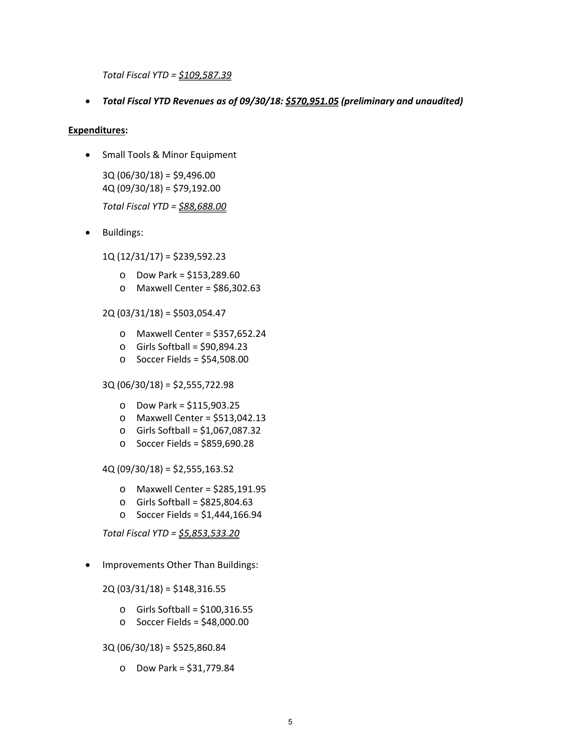*Total Fiscal YTD = <u>$109,587.39</u>*

- ***Total Fiscal YTD Revenues as of 09/30/18: <u>$570,951.05</u> (preliminary and unaudited)***

**<u>Expenditures</u>:**

- Small Tools & Minor Equipment

  3Q (06/30/18) = $9,496.00
  4Q (09/30/18) = $79,192.00

  *Total Fiscal YTD = <u>$88,688.00</u>*

- Buildings:

  1Q (12/31/17) = $239,592.23

  - Dow Park = $153,289.60
  - Maxwell Center = $86,302.63

  2Q (03/31/18) = $503,054.47

  - Maxwell Center = $357,652.24
  - Girls Softball = $90,894.23
  - Soccer Fields = $54,508.00

  3Q (06/30/18) = $2,555,722.98

  - Dow Park = $115,903.25
  - Maxwell Center = $513,042.13
  - Girls Softball = $1,067,087.32
  - Soccer Fields = $859,690.28

  4Q (09/30/18) = $2,555,163.52

  - Maxwell Center = $285,191.95
  - Girls Softball = $825,804.63
  - Soccer Fields = $1,444,166.94

  *Total Fiscal YTD = <u>$5,853,533.20</u>*

- Improvements Other Than Buildings:

  2Q (03/31/18) = $148,316.55

  - Girls Softball = $100,316.55
  - Soccer Fields = $48,000.00

  3Q (06/30/18) = $525,860.84

  - Dow Park = $31,779.84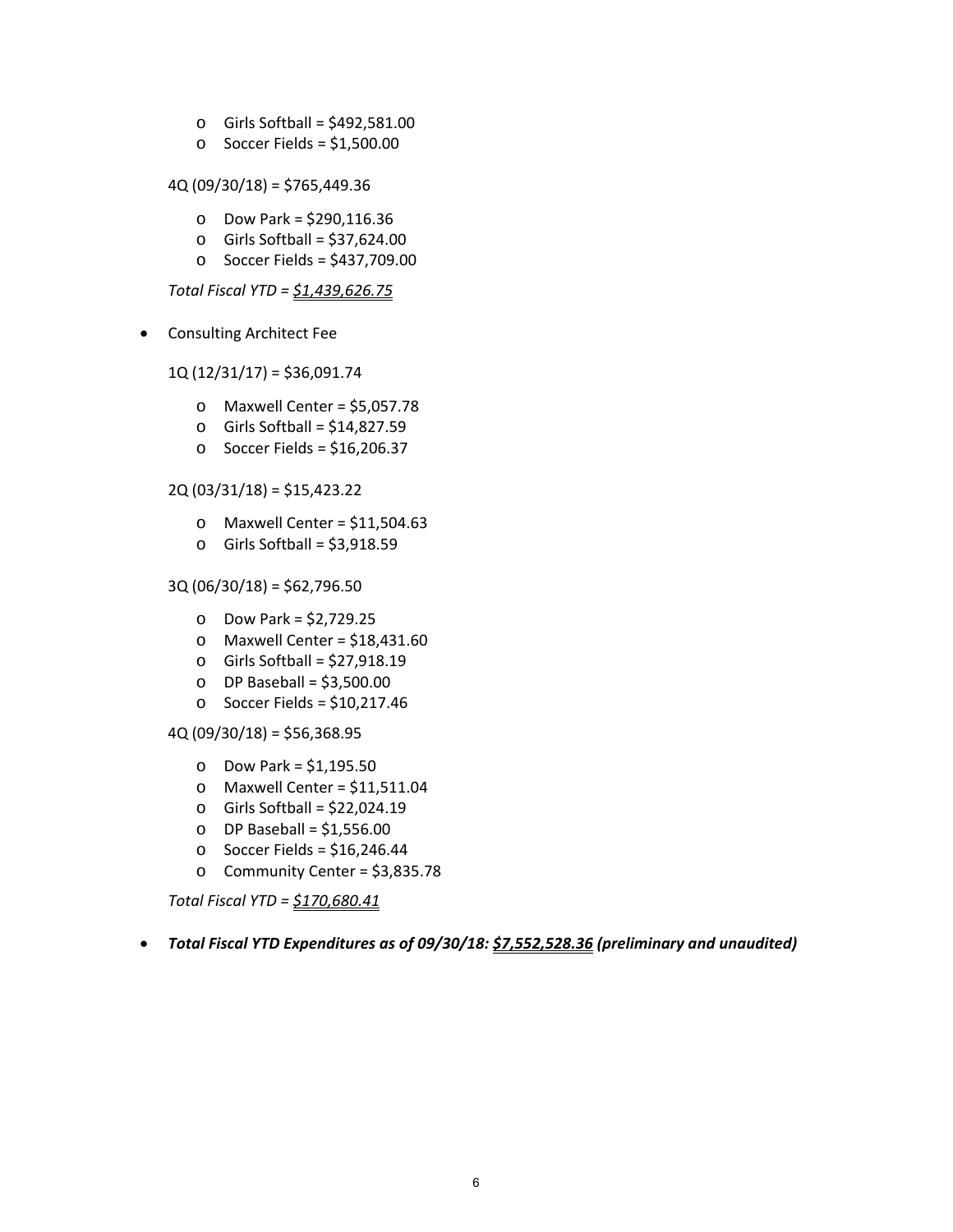- Girls Softball = $492,581.00
  - Soccer Fields = $1,500.00

  4Q (09/30/18) = $765,449.36

  - Dow Park = $290,116.36
  - Girls Softball = $37,624.00
  - Soccer Fields = $437,709.00

  *Total Fiscal YTD = <u>$1,439,626.75</u>*

- Consulting Architect Fee

  1Q (12/31/17) = $36,091.74

  - Maxwell Center = $5,057.78
  - Girls Softball = $14,827.59
  - Soccer Fields = $16,206.37

  2Q (03/31/18) = $15,423.22

  - Maxwell Center = $11,504.63
  - Girls Softball = $3,918.59

  3Q (06/30/18) = $62,796.50

  - Dow Park = $2,729.25
  - Maxwell Center = $18,431.60
  - Girls Softball = $27,918.19
  - DP Baseball = $3,500.00
  - Soccer Fields = $10,217.46

  4Q (09/30/18) = $56,368.95

  - Dow Park = $1,195.50
  - Maxwell Center = $11,511.04
  - Girls Softball = $22,024.19
  - DP Baseball = $1,556.00
  - Soccer Fields = $16,246.44
  - Community Center = $3,835.78

  *Total Fiscal YTD = <u>$170,680.41</u>*

- ***Total Fiscal YTD Expenditures as of 09/30/18: <u>$7,552,528.36</u> (preliminary and unaudited)***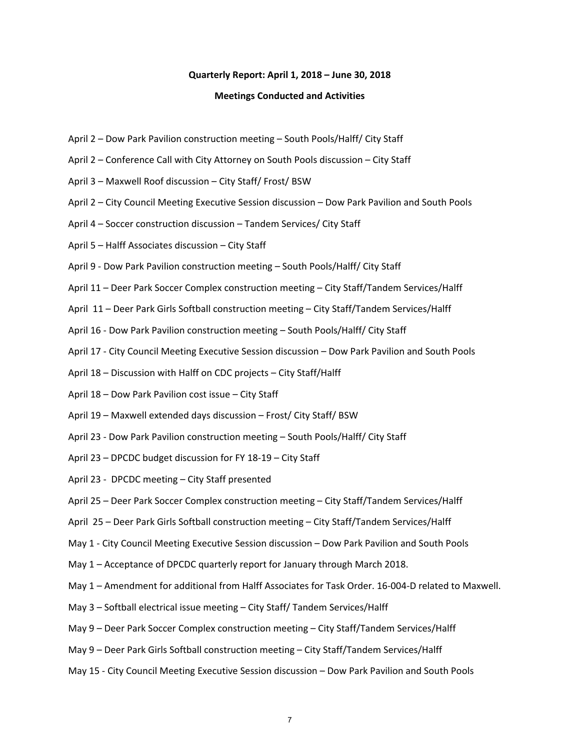**Quarterly Report: April 1, 2018 – June 30, 2018**

**Meetings Conducted and Activities**

April 2 – Dow Park Pavilion construction meeting – South Pools/Halff/ City Staff

April 2 – Conference Call with City Attorney on South Pools discussion – City Staff

April 3 – Maxwell Roof discussion – City Staff/ Frost/ BSW

April 2 – City Council Meeting Executive Session discussion – Dow Park Pavilion and South Pools

April 4 – Soccer construction discussion – Tandem Services/ City Staff

April 5 – Halff Associates discussion – City Staff

April 9 - Dow Park Pavilion construction meeting – South Pools/Halff/ City Staff

April 11 – Deer Park Soccer Complex construction meeting – City Staff/Tandem Services/Halff

April 11 – Deer Park Girls Softball construction meeting – City Staff/Tandem Services/Halff

April 16 - Dow Park Pavilion construction meeting – South Pools/Halff/ City Staff

April 17 - City Council Meeting Executive Session discussion – Dow Park Pavilion and South Pools

April 18 – Discussion with Halff on CDC projects – City Staff/Halff

April 18 – Dow Park Pavilion cost issue – City Staff

April 19 – Maxwell extended days discussion – Frost/ City Staff/ BSW

April 23 - Dow Park Pavilion construction meeting – South Pools/Halff/ City Staff

April 23 – DPCDC budget discussion for FY 18-19 – City Staff

April 23 - DPCDC meeting – City Staff presented

April 25 – Deer Park Soccer Complex construction meeting – City Staff/Tandem Services/Halff

April 25 – Deer Park Girls Softball construction meeting – City Staff/Tandem Services/Halff

May 1 - City Council Meeting Executive Session discussion – Dow Park Pavilion and South Pools

May 1 – Acceptance of DPCDC quarterly report for January through March 2018.

May 1 – Amendment for additional from Halff Associates for Task Order. 16-004-D related to Maxwell.

May 3 – Softball electrical issue meeting – City Staff/ Tandem Services/Halff

May 9 – Deer Park Soccer Complex construction meeting – City Staff/Tandem Services/Halff

May 9 – Deer Park Girls Softball construction meeting – City Staff/Tandem Services/Halff

May 15 - City Council Meeting Executive Session discussion – Dow Park Pavilion and South Pools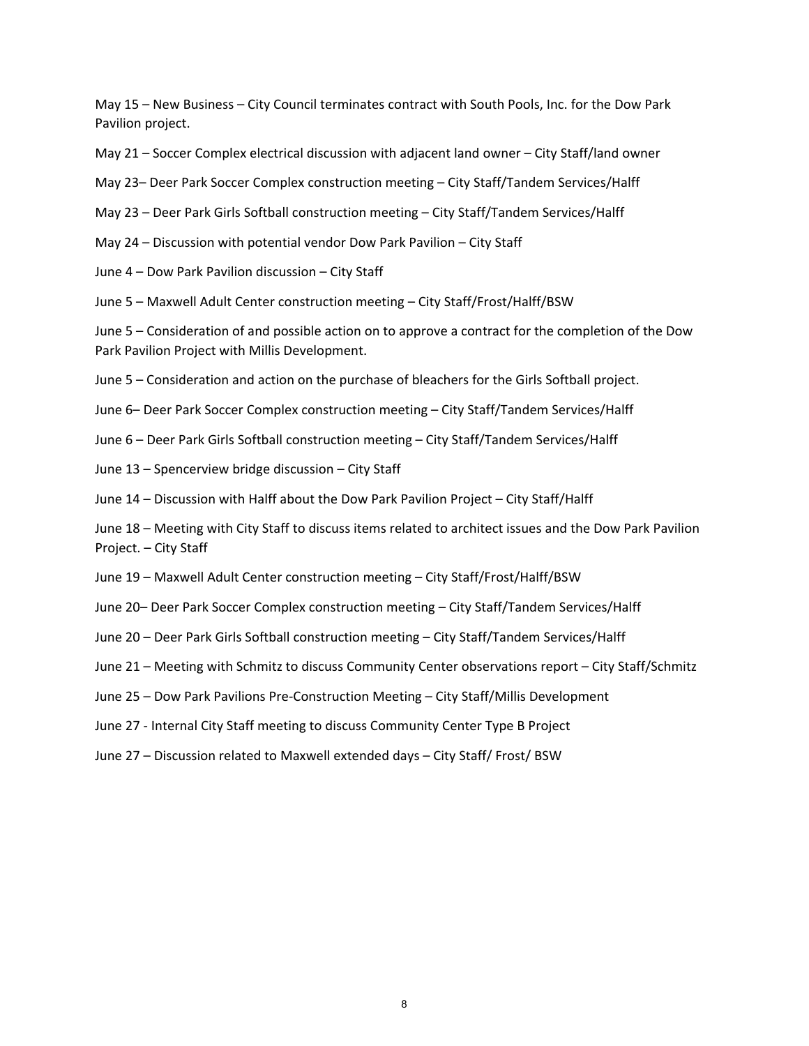May 15 – New Business – City Council terminates contract with South Pools, Inc. for the Dow Park Pavilion project.

May 21 – Soccer Complex electrical discussion with adjacent land owner – City Staff/land owner

May 23– Deer Park Soccer Complex construction meeting – City Staff/Tandem Services/Halff

May 23 – Deer Park Girls Softball construction meeting – City Staff/Tandem Services/Halff

May 24 – Discussion with potential vendor Dow Park Pavilion – City Staff

June 4 – Dow Park Pavilion discussion – City Staff

June 5 – Maxwell Adult Center construction meeting – City Staff/Frost/Halff/BSW

June 5 – Consideration of and possible action on to approve a contract for the completion of the Dow Park Pavilion Project with Millis Development.

June 5 – Consideration and action on the purchase of bleachers for the Girls Softball project.

June 6– Deer Park Soccer Complex construction meeting – City Staff/Tandem Services/Halff

June 6 – Deer Park Girls Softball construction meeting – City Staff/Tandem Services/Halff

June 13 – Spencerview bridge discussion – City Staff

June 14 – Discussion with Halff about the Dow Park Pavilion Project – City Staff/Halff

June 18 – Meeting with City Staff to discuss items related to architect issues and the Dow Park Pavilion Project. – City Staff

June 19 – Maxwell Adult Center construction meeting – City Staff/Frost/Halff/BSW

June 20– Deer Park Soccer Complex construction meeting – City Staff/Tandem Services/Halff

June 20 – Deer Park Girls Softball construction meeting – City Staff/Tandem Services/Halff

June 21 – Meeting with Schmitz to discuss Community Center observations report – City Staff/Schmitz

June 25 – Dow Park Pavilions Pre-Construction Meeting – City Staff/Millis Development

June 27 - Internal City Staff meeting to discuss Community Center Type B Project

June 27 – Discussion related to Maxwell extended days – City Staff/ Frost/ BSW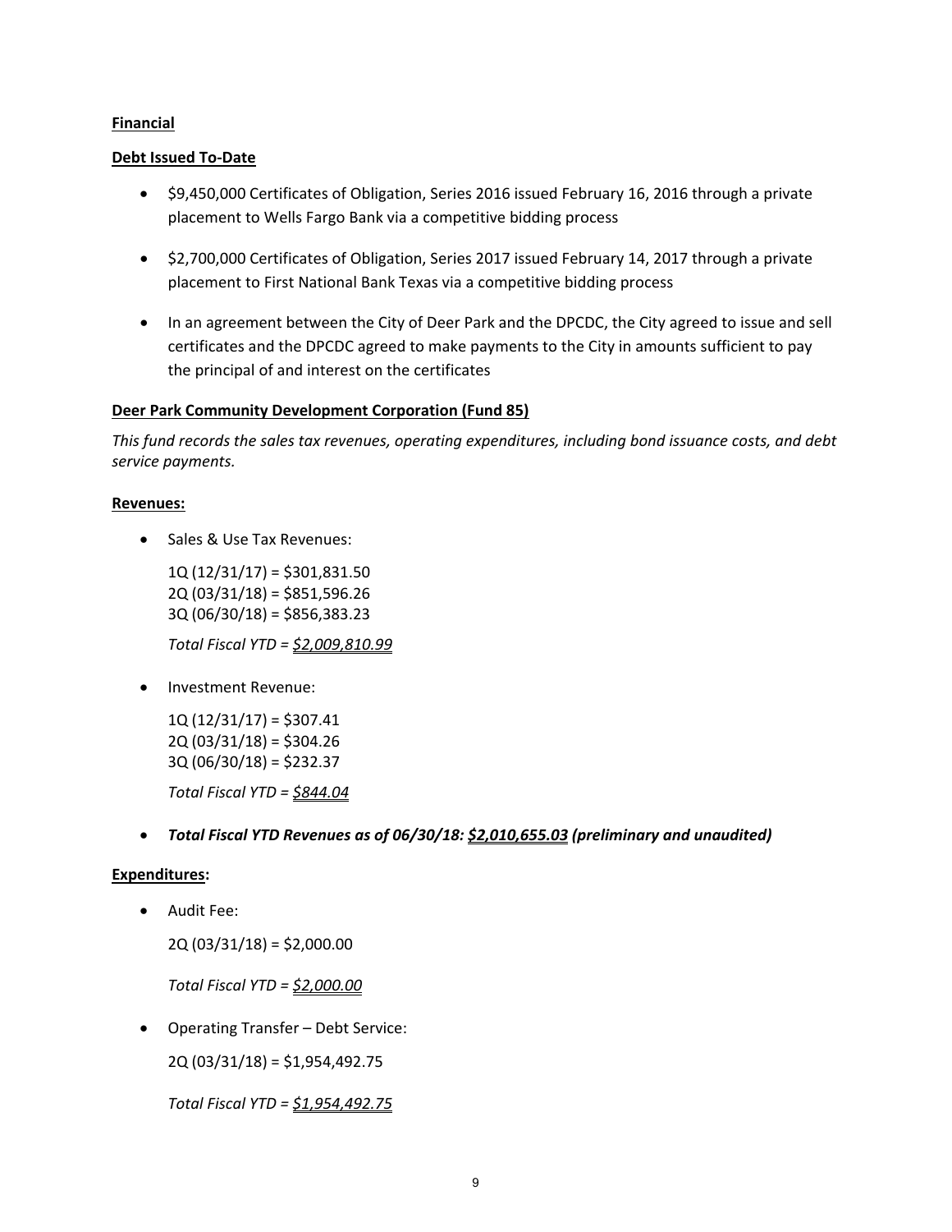**Financial**

**Debt Issued To-Date**

- $9,450,000 Certificates of Obligation, Series 2016 issued February 16, 2016 through a private placement to Wells Fargo Bank via a competitive bidding process

- $2,700,000 Certificates of Obligation, Series 2017 issued February 14, 2017 through a private placement to First National Bank Texas via a competitive bidding process

- In an agreement between the City of Deer Park and the DPCDC, the City agreed to issue and sell certificates and the DPCDC agreed to make payments to the City in amounts sufficient to pay the principal of and interest on the certificates

**Deer Park Community Development Corporation (Fund 85)**

*This fund records the sales tax revenues, operating expenditures, including bond issuance costs, and debt service payments.*

**Revenues:**

- Sales & Use Tax Revenues:

  1Q (12/31/17) = $301,831.50
  2Q (03/31/18) = $851,596.26
  3Q (06/30/18) = $856,383.23

  *Total Fiscal YTD = $2,009,810.99*

- Investment Revenue:

  1Q (12/31/17) = $307.41
  2Q (03/31/18) = $304.26
  3Q (06/30/18) = $232.37

  *Total Fiscal YTD = $844.04*

- ***Total Fiscal YTD Revenues as of 06/30/18: $2,010,655.03 (preliminary and unaudited)***

**Expenditures:**

- Audit Fee:

  2Q (03/31/18) = $2,000.00

  *Total Fiscal YTD = $2,000.00*

- Operating Transfer – Debt Service:

  2Q (03/31/18) = $1,954,492.75

  *Total Fiscal YTD = $1,954,492.75*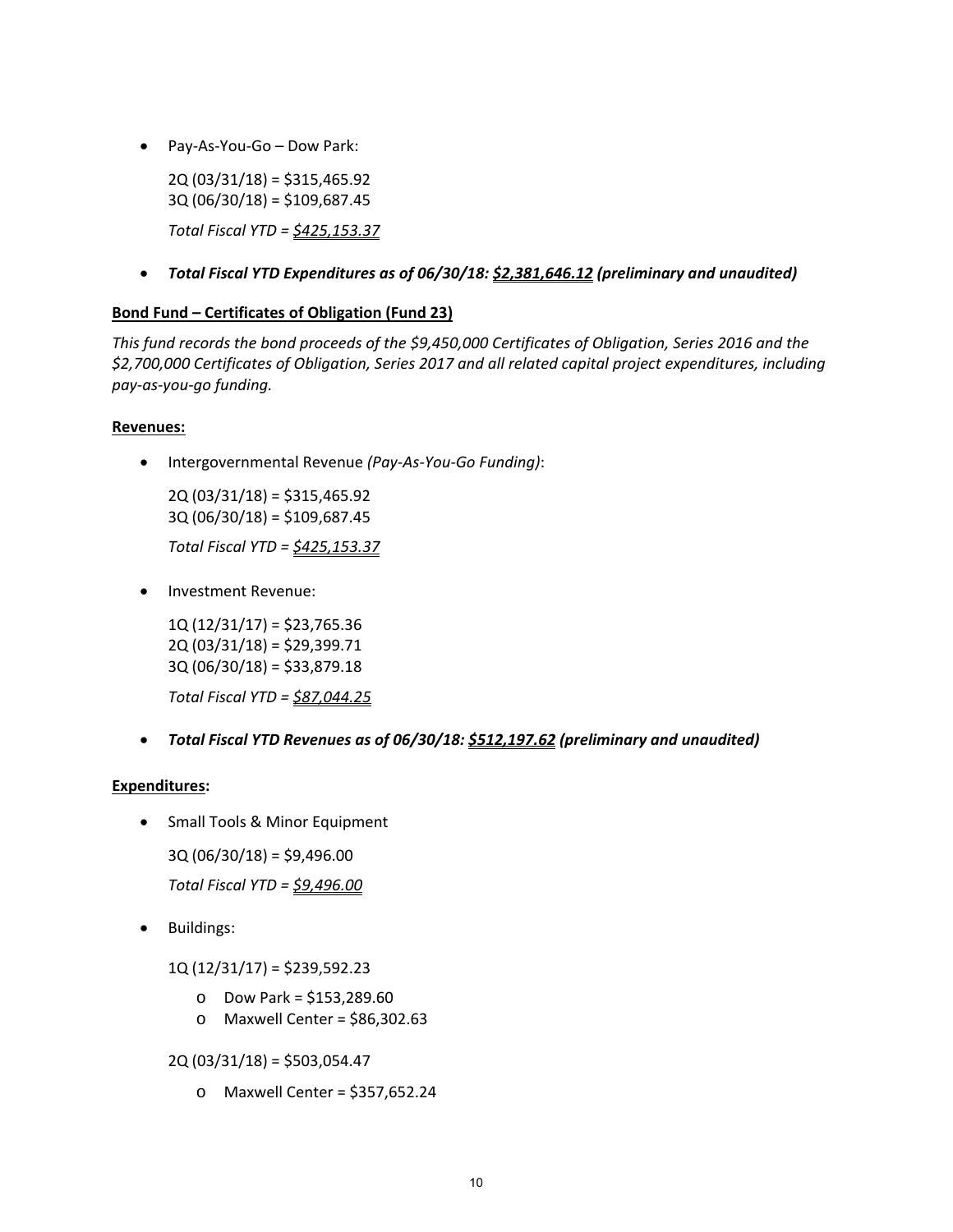- Pay-As-You-Go – Dow Park:

  2Q (03/31/18) = $315,465.92
  3Q (06/30/18) = $109,687.45

  *Total Fiscal YTD = <u>$425,153.37</u>*

- ***Total Fiscal YTD Expenditures as of 06/30/18: <u>$2,381,646.12</u> (preliminary and unaudited)***

**<u>Bond Fund – Certificates of Obligation (Fund 23)</u>**

*This fund records the bond proceeds of the $9,450,000 Certificates of Obligation, Series 2016 and the $2,700,000 Certificates of Obligation, Series 2017 and all related capital project expenditures, including pay-as-you-go funding.*

**<u>Revenues:</u>**

- Intergovernmental Revenue *(Pay-As-You-Go Funding)*:

  2Q (03/31/18) = $315,465.92
  3Q (06/30/18) = $109,687.45

  *Total Fiscal YTD = <u>$425,153.37</u>*

- Investment Revenue:

  1Q (12/31/17) = $23,765.36
  2Q (03/31/18) = $29,399.71
  3Q (06/30/18) = $33,879.18

  *Total Fiscal YTD = <u>$87,044.25</u>*

- ***Total Fiscal YTD Revenues as of 06/30/18: <u>$512,197.62</u> (preliminary and unaudited)***

**<u>Expenditures</u>:**

- Small Tools & Minor Equipment

  3Q (06/30/18) = $9,496.00

  *Total Fiscal YTD = <u>$9,496.00</u>*

- Buildings:

  1Q (12/31/17) = $239,592.23

  - Dow Park = $153,289.60
  - Maxwell Center = $86,302.63

  2Q (03/31/18) = $503,054.47

  - Maxwell Center = $357,652.24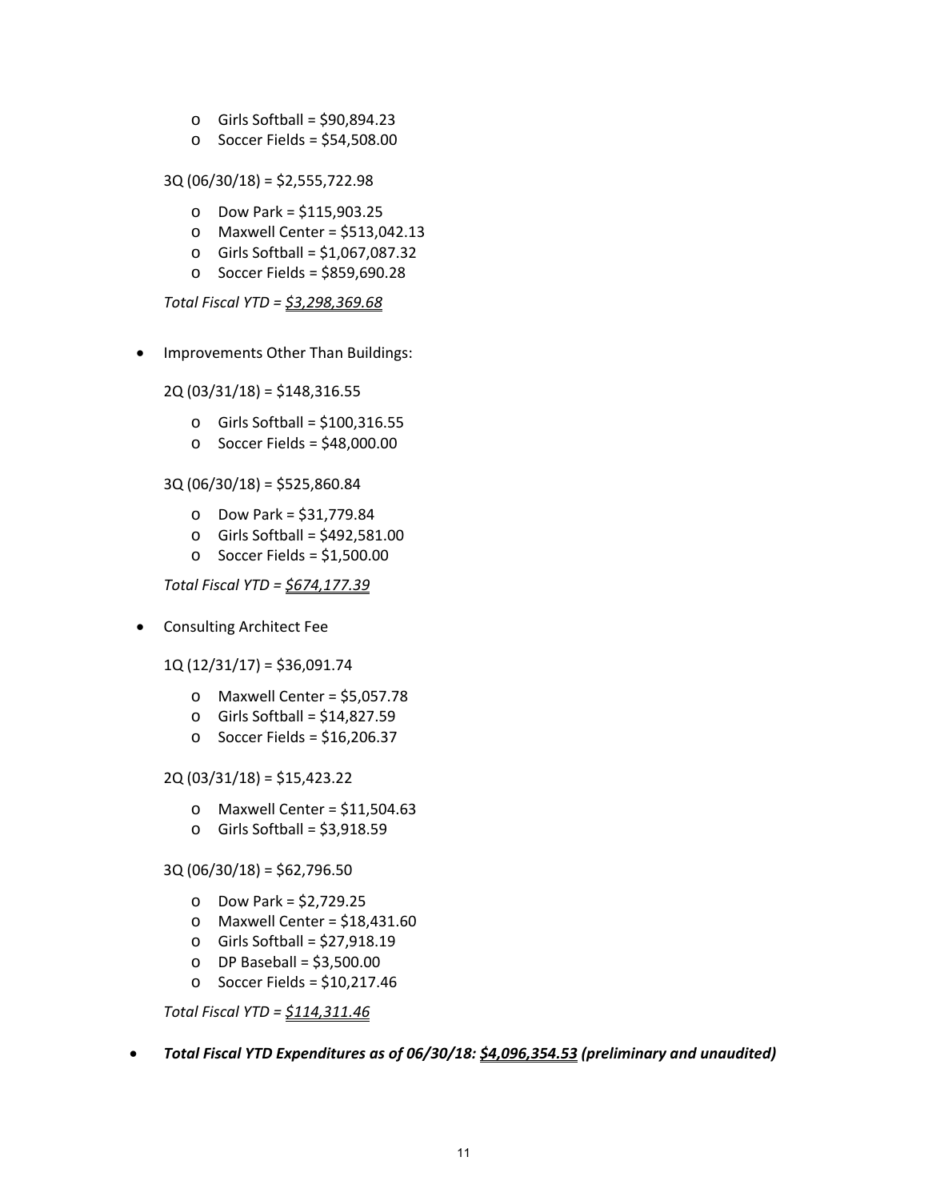- Girls Softball = $90,894.23
- Soccer Fields = $54,508.00

3Q (06/30/18) = $2,555,722.98

- Dow Park = $115,903.25
- Maxwell Center = $513,042.13
- Girls Softball = $1,067,087.32
- Soccer Fields = $859,690.28

*Total Fiscal YTD = <u>$3,298,369.68</u>*

- Improvements Other Than Buildings:

  2Q (03/31/18) = $148,316.55

  - Girls Softball = $100,316.55
  - Soccer Fields = $48,000.00

  3Q (06/30/18) = $525,860.84

  - Dow Park = $31,779.84
  - Girls Softball = $492,581.00
  - Soccer Fields = $1,500.00

  *Total Fiscal YTD = <u>$674,177.39</u>*

- Consulting Architect Fee

  1Q (12/31/17) = $36,091.74

  - Maxwell Center = $5,057.78
  - Girls Softball = $14,827.59
  - Soccer Fields = $16,206.37

  2Q (03/31/18) = $15,423.22

  - Maxwell Center = $11,504.63
  - Girls Softball = $3,918.59

  3Q (06/30/18) = $62,796.50

  - Dow Park = $2,729.25
  - Maxwell Center = $18,431.60
  - Girls Softball = $27,918.19
  - DP Baseball = $3,500.00
  - Soccer Fields = $10,217.46

  *Total Fiscal YTD = <u>$114,311.46</u>*

- ***Total Fiscal YTD Expenditures as of 06/30/18: <u>$4,096,354.53</u> (preliminary and unaudited)***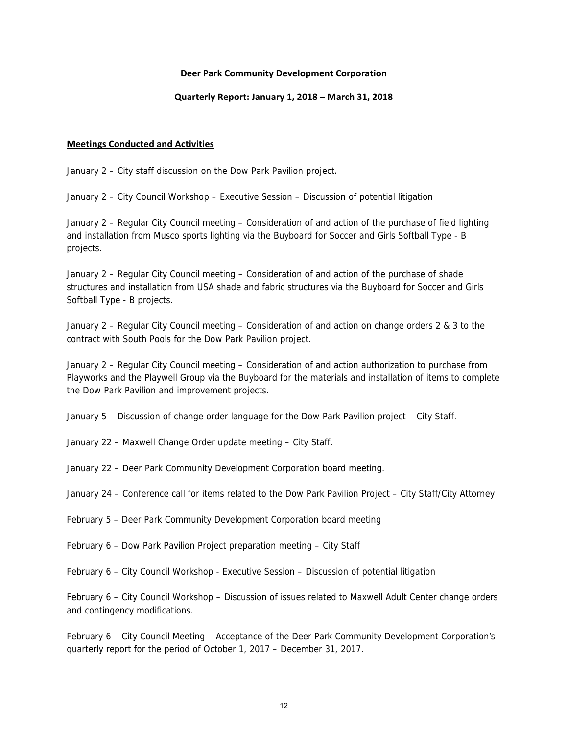**Deer Park Community Development Corporation**

**Quarterly Report: January 1, 2018 – March 31, 2018**

**Meetings Conducted and Activities**

January 2 – City staff discussion on the Dow Park Pavilion project.

January 2 – City Council Workshop – Executive Session – Discussion of potential litigation

January 2 – Regular City Council meeting – Consideration of and action of the purchase of field lighting and installation from Musco sports lighting via the Buyboard for Soccer and Girls Softball Type - B projects.

January 2 – Regular City Council meeting – Consideration of and action of the purchase of shade structures and installation from USA shade and fabric structures via the Buyboard for Soccer and Girls Softball Type - B projects.

January 2 – Regular City Council meeting – Consideration of and action on change orders 2 & 3 to the contract with South Pools for the Dow Park Pavilion project.

January 2 – Regular City Council meeting – Consideration of and action authorization to purchase from Playworks and the Playwell Group via the Buyboard for the materials and installation of items to complete the Dow Park Pavilion and improvement projects.

January 5 – Discussion of change order language for the Dow Park Pavilion project – City Staff.

January 22 – Maxwell Change Order update meeting – City Staff.

January 22 – Deer Park Community Development Corporation board meeting.

January 24 – Conference call for items related to the Dow Park Pavilion Project – City Staff/City Attorney

February 5 – Deer Park Community Development Corporation board meeting

February 6 – Dow Park Pavilion Project preparation meeting – City Staff

February 6 – City Council Workshop - Executive Session – Discussion of potential litigation

February 6 – City Council Workshop – Discussion of issues related to Maxwell Adult Center change orders and contingency modifications.

February 6 – City Council Meeting – Acceptance of the Deer Park Community Development Corporation's quarterly report for the period of October 1, 2017 – December 31, 2017.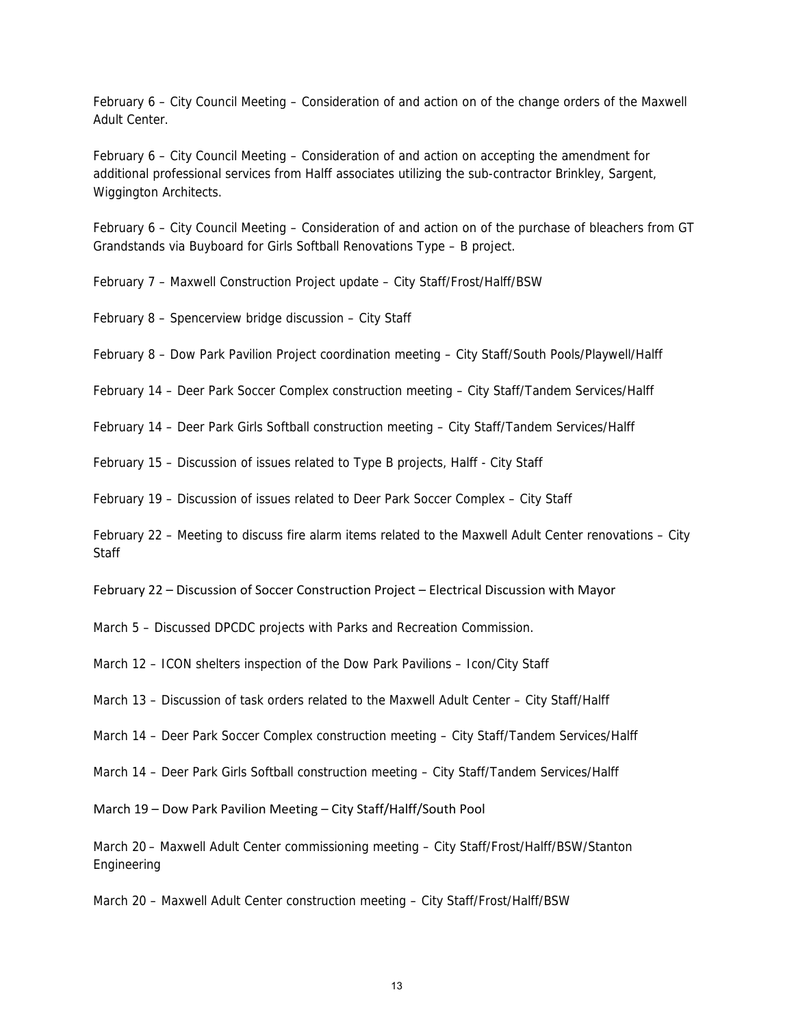February 6 – City Council Meeting – Consideration of and action on of the change orders of the Maxwell Adult Center.

February 6 – City Council Meeting – Consideration of and action on accepting the amendment for additional professional services from Halff associates utilizing the sub-contractor Brinkley, Sargent, Wiggington Architects.

February 6 – City Council Meeting – Consideration of and action on of the purchase of bleachers from GT Grandstands via Buyboard for Girls Softball Renovations Type – B project.

February 7 – Maxwell Construction Project update – City Staff/Frost/Halff/BSW

February 8 – Spencerview bridge discussion – City Staff

February 8 – Dow Park Pavilion Project coordination meeting – City Staff/South Pools/Playwell/Halff

February 14 – Deer Park Soccer Complex construction meeting – City Staff/Tandem Services/Halff

February 14 – Deer Park Girls Softball construction meeting – City Staff/Tandem Services/Halff

February 15 – Discussion of issues related to Type B projects, Halff - City Staff

February 19 – Discussion of issues related to Deer Park Soccer Complex – City Staff

February 22 – Meeting to discuss fire alarm items related to the Maxwell Adult Center renovations – City Staff

February 22 – Discussion of Soccer Construction Project – Electrical Discussion with Mayor

March 5 – Discussed DPCDC projects with Parks and Recreation Commission.

March 12 – ICON shelters inspection of the Dow Park Pavilions – Icon/City Staff

March 13 – Discussion of task orders related to the Maxwell Adult Center – City Staff/Halff

March 14 – Deer Park Soccer Complex construction meeting – City Staff/Tandem Services/Halff

March 14 – Deer Park Girls Softball construction meeting – City Staff/Tandem Services/Halff

March 19 – Dow Park Pavilion Meeting – City Staff/Halff/South Pool

March 20 – Maxwell Adult Center commissioning meeting – City Staff/Frost/Halff/BSW/Stanton Engineering

March 20 – Maxwell Adult Center construction meeting – City Staff/Frost/Halff/BSW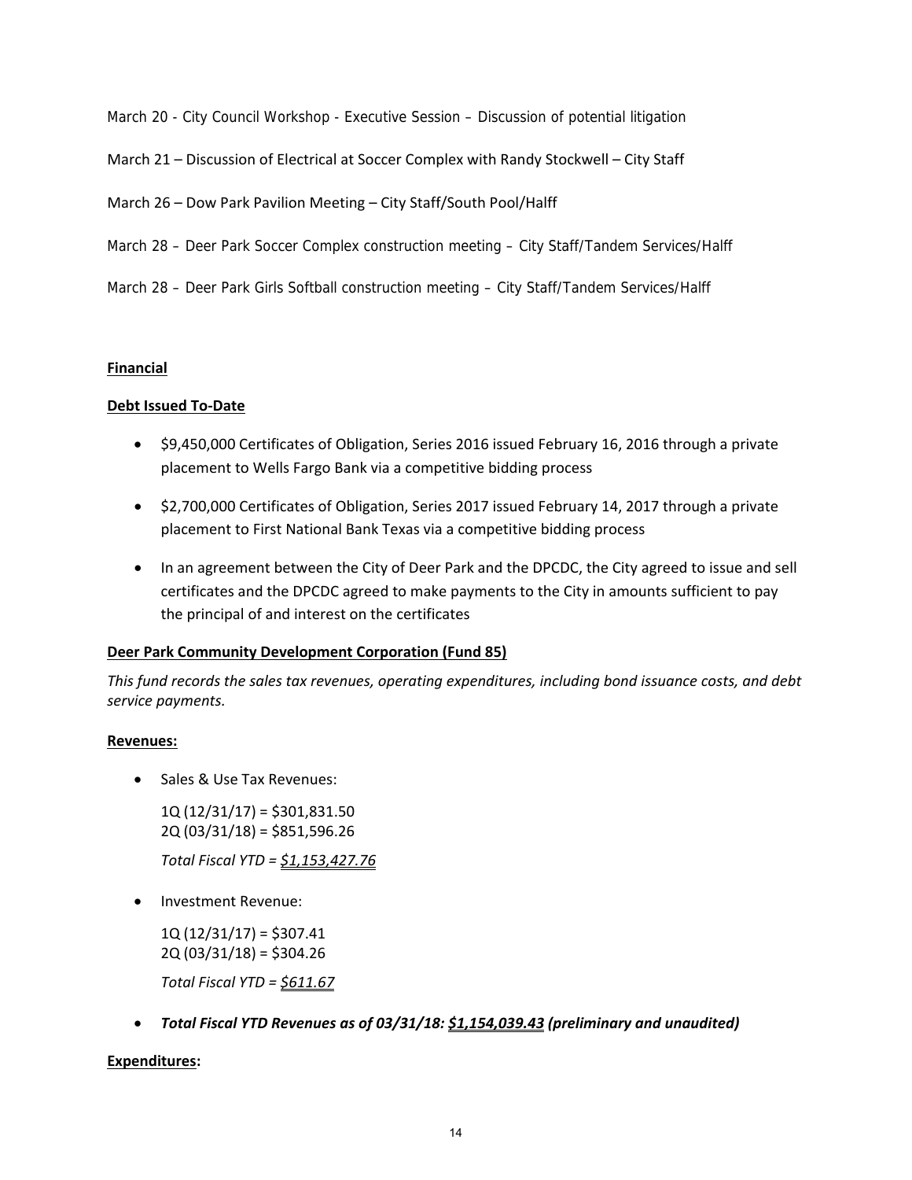March 20 - City Council Workshop - Executive Session – Discussion of potential litigation

March 21 – Discussion of Electrical at Soccer Complex with Randy Stockwell – City Staff

March 26 – Dow Park Pavilion Meeting – City Staff/South Pool/Halff

March 28 – Deer Park Soccer Complex construction meeting – City Staff/Tandem Services/Halff

March 28 – Deer Park Girls Softball construction meeting – City Staff/Tandem Services/Halff

**Financial**

**Debt Issued To-Date**

- $9,450,000 Certificates of Obligation, Series 2016 issued February 16, 2016 through a private placement to Wells Fargo Bank via a competitive bidding process
- $2,700,000 Certificates of Obligation, Series 2017 issued February 14, 2017 through a private placement to First National Bank Texas via a competitive bidding process
- In an agreement between the City of Deer Park and the DPCDC, the City agreed to issue and sell certificates and the DPCDC agreed to make payments to the City in amounts sufficient to pay the principal of and interest on the certificates

**Deer Park Community Development Corporation (Fund 85)**

*This fund records the sales tax revenues, operating expenditures, including bond issuance costs, and debt service payments.*

**Revenues:**

- Sales & Use Tax Revenues:

  1Q (12/31/17) = $301,831.50
  2Q (03/31/18) = $851,596.26

  *Total Fiscal YTD = $1,153,427.76*

- Investment Revenue:

  1Q (12/31/17) = $307.41
  2Q (03/31/18) = $304.26

  *Total Fiscal YTD = $611.67*

- ***Total Fiscal YTD Revenues as of 03/31/18: $1,154,039.43 (preliminary and unaudited)***

**Expenditures:**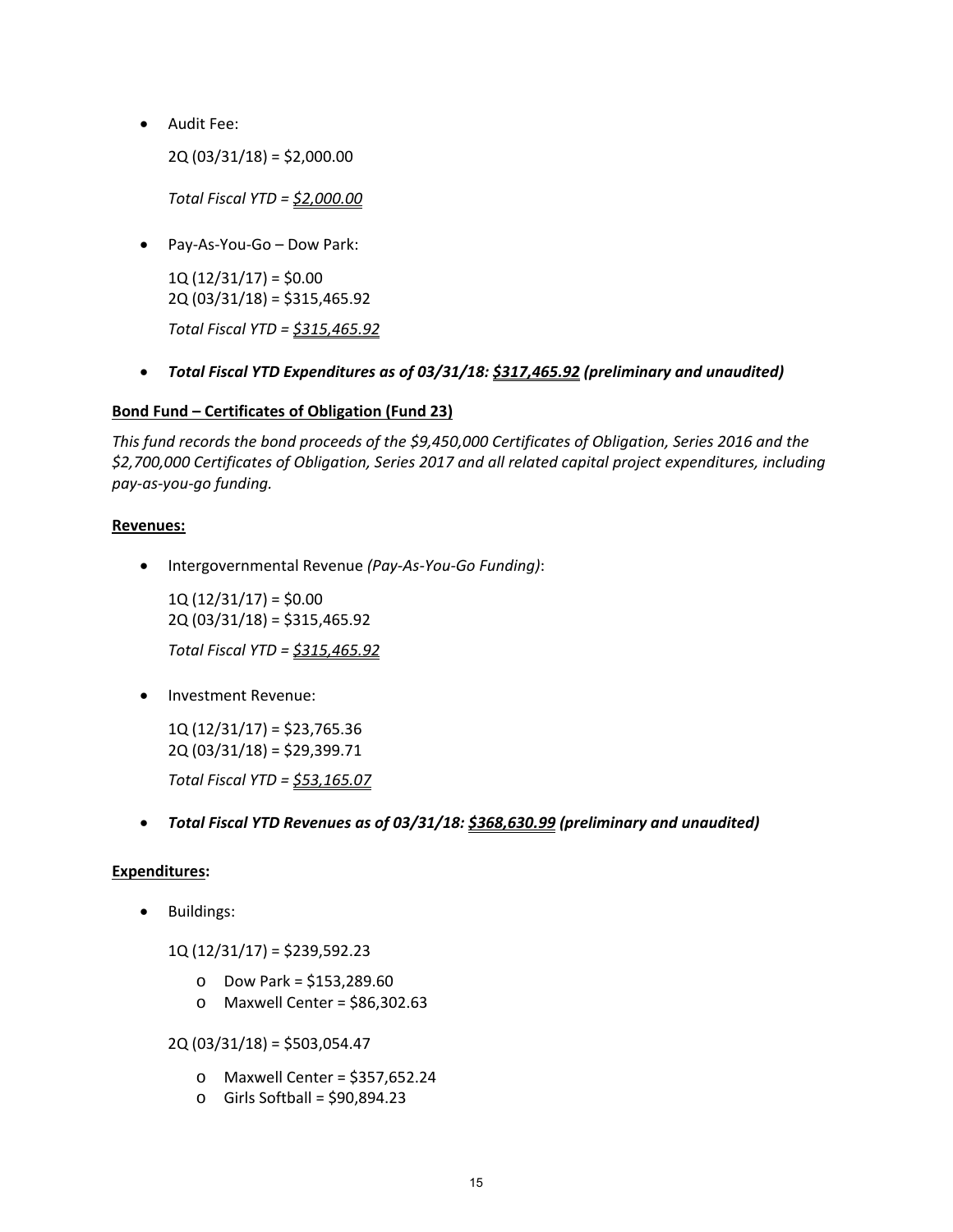- Audit Fee:

  2Q (03/31/18) = $2,000.00

  *Total Fiscal YTD = <u>$2,000.00</u>*

- Pay-As-You-Go – Dow Park:

  1Q (12/31/17) = $0.00
  2Q (03/31/18) = $315,465.92

  *Total Fiscal YTD = <u>$315,465.92</u>*

- ***Total Fiscal YTD Expenditures as of 03/31/18: <u>$317,465.92</u> (preliminary and unaudited)***

**<u>Bond Fund – Certificates of Obligation (Fund 23)</u>**

*This fund records the bond proceeds of the $9,450,000 Certificates of Obligation, Series 2016 and the $2,700,000 Certificates of Obligation, Series 2017 and all related capital project expenditures, including pay-as-you-go funding.*

**<u>Revenues:</u>**

- Intergovernmental Revenue *(Pay-As-You-Go Funding)*:

  1Q (12/31/17) = $0.00
  2Q (03/31/18) = $315,465.92

  *Total Fiscal YTD = <u>$315,465.92</u>*

- Investment Revenue:

  1Q (12/31/17) = $23,765.36
  2Q (03/31/18) = $29,399.71

  *Total Fiscal YTD = <u>$53,165.07</u>*

- ***Total Fiscal YTD Revenues as of 03/31/18: <u>$368,630.99</u> (preliminary and unaudited)***

**<u>Expenditures</u>:**

- Buildings:

  1Q (12/31/17) = $239,592.23

  - Dow Park = $153,289.60
  - Maxwell Center = $86,302.63

  2Q (03/31/18) = $503,054.47

  - Maxwell Center = $357,652.24
  - Girls Softball = $90,894.23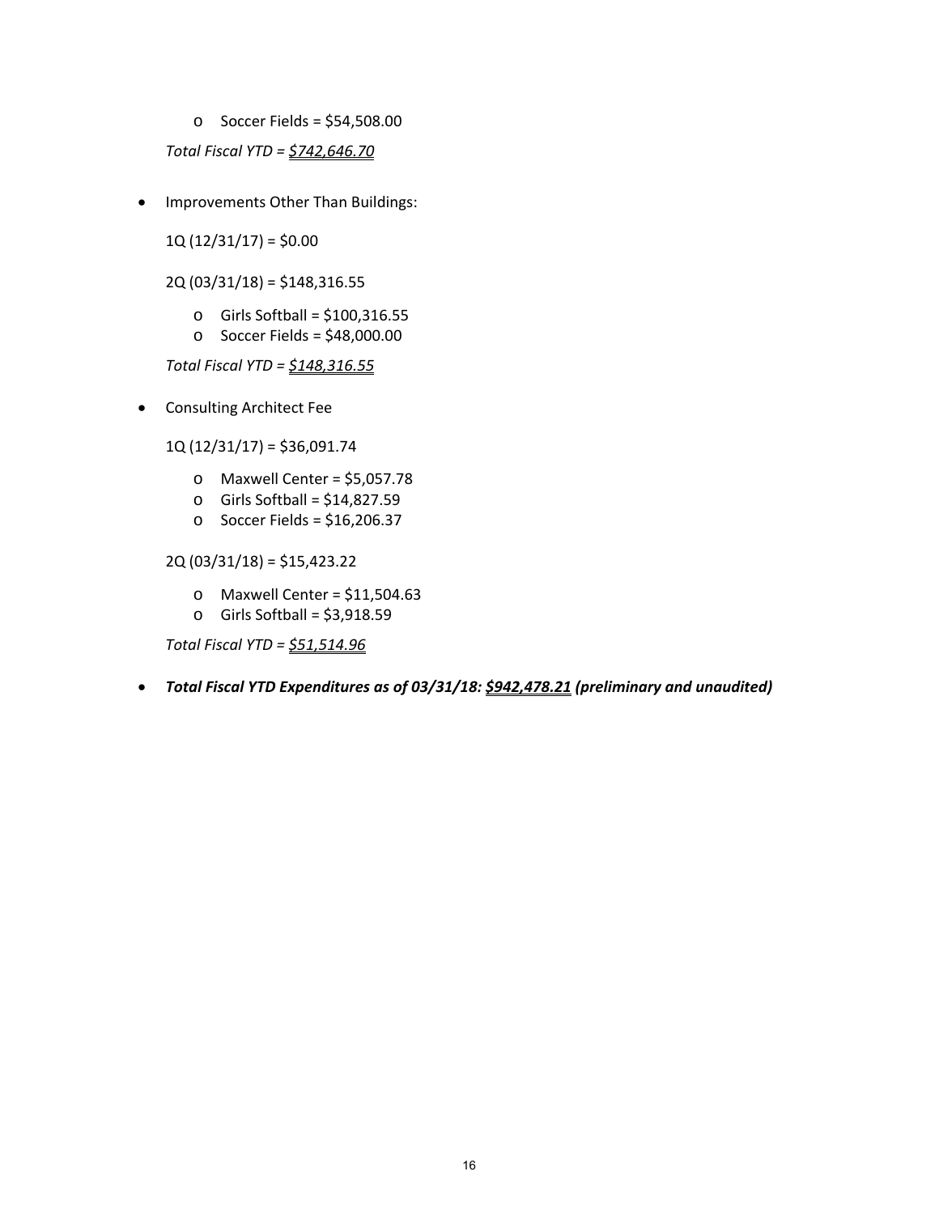- Soccer Fields = $54,508.00

  *Total Fiscal YTD = <u>$742,646.70</u>*

- Improvements Other Than Buildings:

  1Q (12/31/17) = $0.00

  2Q (03/31/18) = $148,316.55

  - Girls Softball = $100,316.55
  - Soccer Fields = $48,000.00

  *Total Fiscal YTD = <u>$148,316.55</u>*

- Consulting Architect Fee

  1Q (12/31/17) = $36,091.74

  - Maxwell Center = $5,057.78
  - Girls Softball = $14,827.59
  - Soccer Fields = $16,206.37

  2Q (03/31/18) = $15,423.22

  - Maxwell Center = $11,504.63
  - Girls Softball = $3,918.59

  *Total Fiscal YTD = <u>$51,514.96</u>*

- ***Total Fiscal YTD Expenditures as of 03/31/18: <u>$942,478.21</u> (preliminary and unaudited)***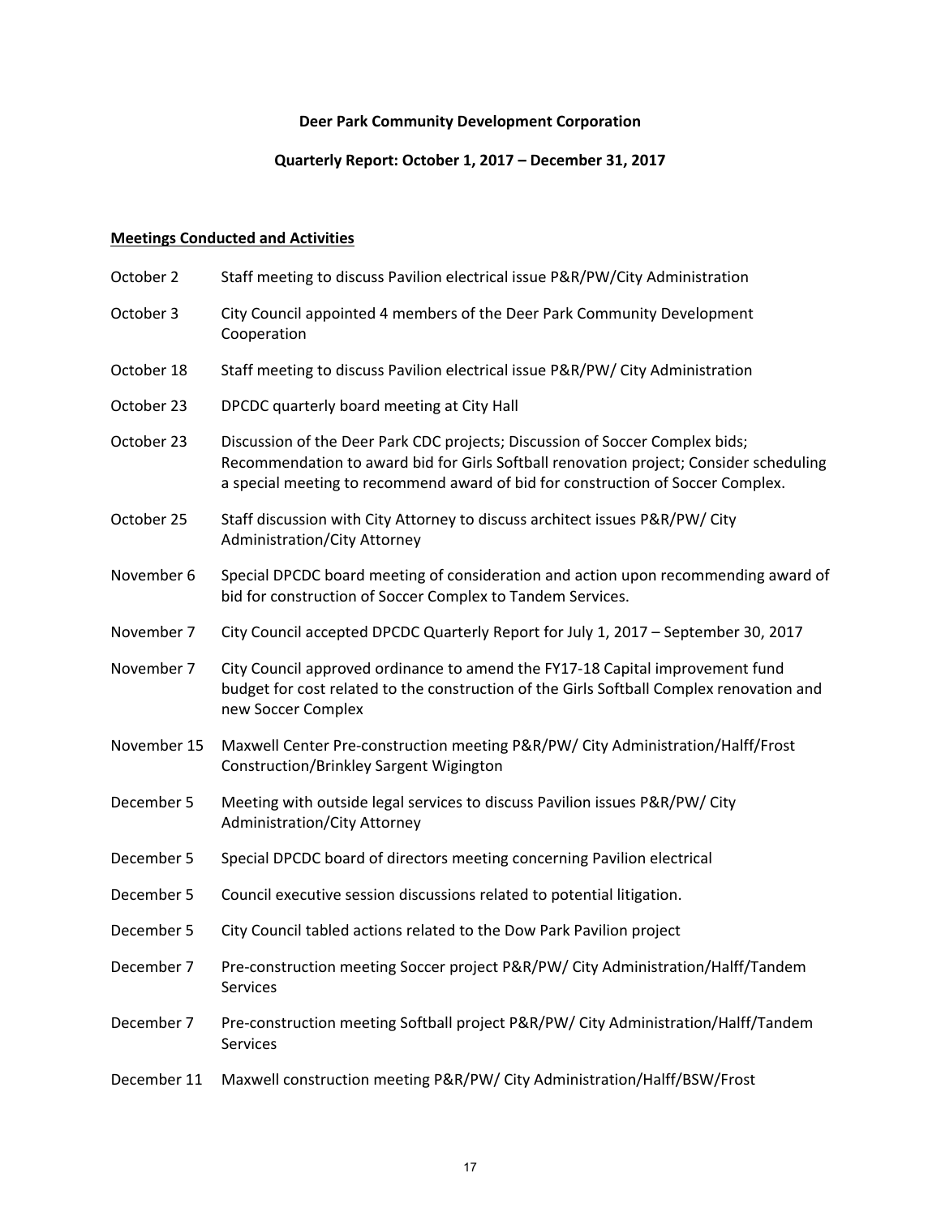**Deer Park Community Development Corporation**

**Quarterly Report: October 1, 2017 – December 31, 2017**

**Meetings Conducted and Activities**

| | |
|---|---|
| October 2 | Staff meeting to discuss Pavilion electrical issue P&R/PW/City Administration |
| October 3 | City Council appointed 4 members of the Deer Park Community Development Cooperation |
| October 18 | Staff meeting to discuss Pavilion electrical issue P&R/PW/ City Administration |
| October 23 | DPCDC quarterly board meeting at City Hall |
| October 23 | Discussion of the Deer Park CDC projects; Discussion of Soccer Complex bids; Recommendation to award bid for Girls Softball renovation project; Consider scheduling a special meeting to recommend award of bid for construction of Soccer Complex. |
| October 25 | Staff discussion with City Attorney to discuss architect issues P&R/PW/ City Administration/City Attorney |
| November 6 | Special DPCDC board meeting of consideration and action upon recommending award of bid for construction of Soccer Complex to Tandem Services. |
| November 7 | City Council accepted DPCDC Quarterly Report for July 1, 2017 – September 30, 2017 |
| November 7 | City Council approved ordinance to amend the FY17-18 Capital improvement fund budget for cost related to the construction of the Girls Softball Complex renovation and new Soccer Complex |
| November 15 | Maxwell Center Pre-construction meeting P&R/PW/ City Administration/Halff/Frost Construction/Brinkley Sargent Wigington |
| December 5 | Meeting with outside legal services to discuss Pavilion issues P&R/PW/ City Administration/City Attorney |
| December 5 | Special DPCDC board of directors meeting concerning Pavilion electrical |
| December 5 | Council executive session discussions related to potential litigation. |
| December 5 | City Council tabled actions related to the Dow Park Pavilion project |
| December 7 | Pre-construction meeting Soccer project P&R/PW/ City Administration/Halff/Tandem Services |
| December 7 | Pre-construction meeting Softball project P&R/PW/ City Administration/Halff/Tandem Services |
| December 11 | Maxwell construction meeting P&R/PW/ City Administration/Halff/BSW/Frost |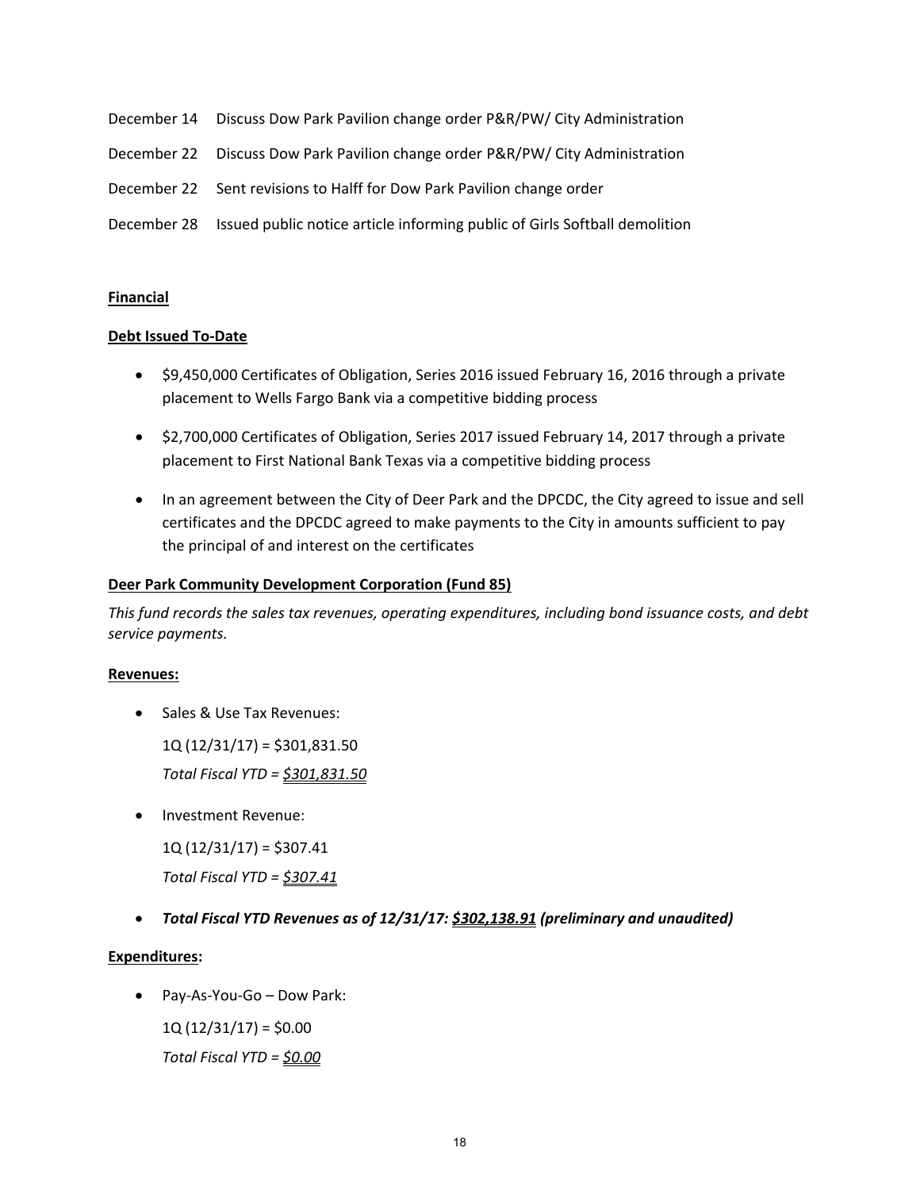December 14 Discuss Dow Park Pavilion change order P&R/PW/ City Administration

December 22 Discuss Dow Park Pavilion change order P&R/PW/ City Administration

December 22 Sent revisions to Halff for Dow Park Pavilion change order

December 28 Issued public notice article informing public of Girls Softball demolition

**Financial**

**Debt Issued To-Date**

- $9,450,000 Certificates of Obligation, Series 2016 issued February 16, 2016 through a private placement to Wells Fargo Bank via a competitive bidding process
- $2,700,000 Certificates of Obligation, Series 2017 issued February 14, 2017 through a private placement to First National Bank Texas via a competitive bidding process
- In an agreement between the City of Deer Park and the DPCDC, the City agreed to issue and sell certificates and the DPCDC agreed to make payments to the City in amounts sufficient to pay the principal of and interest on the certificates

**Deer Park Community Development Corporation (Fund 85)**

*This fund records the sales tax revenues, operating expenditures, including bond issuance costs, and debt service payments.*

**Revenues:**

- Sales & Use Tax Revenues:

  1Q (12/31/17) = $301,831.50

  *Total Fiscal YTD = $301,831.50*

- Investment Revenue:

  1Q (12/31/17) = $307.41

  *Total Fiscal YTD = $307.41*

- ***Total Fiscal YTD Revenues as of 12/31/17: $302,138.91 (preliminary and unaudited)***

**Expenditures:**

- Pay-As-You-Go – Dow Park:

  1Q (12/31/17) = $0.00

  *Total Fiscal YTD = $0.00*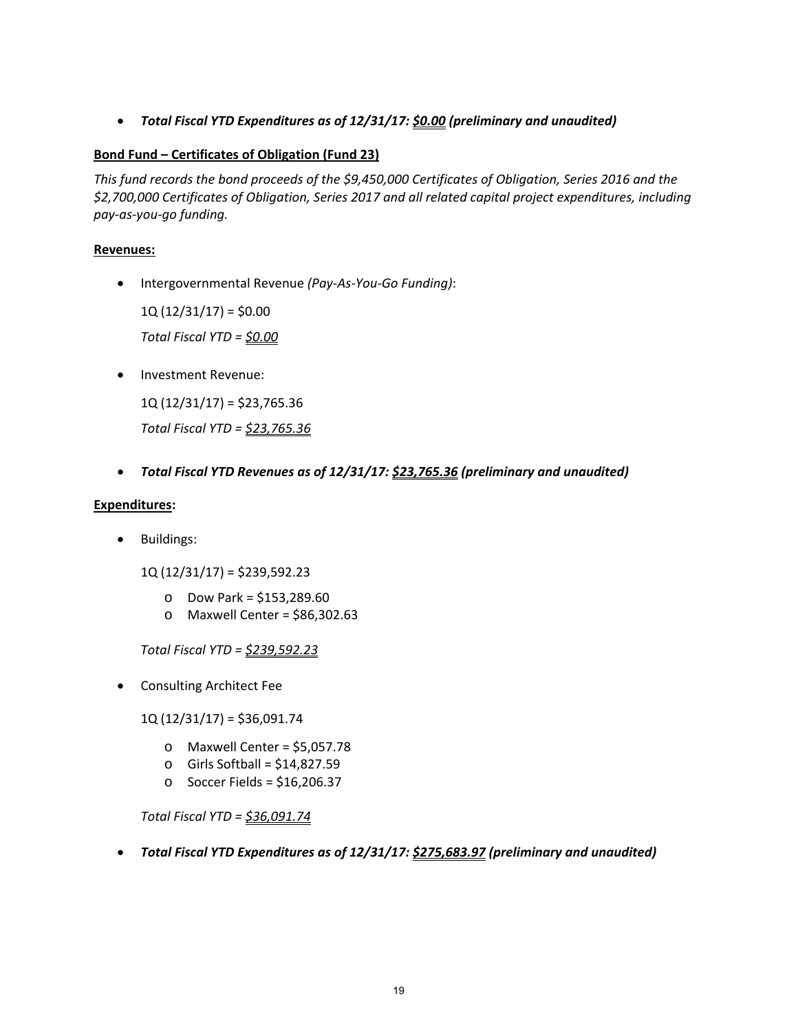- ***Total Fiscal YTD Expenditures as of 12/31/17: $0.00 (preliminary and unaudited)***

**Bond Fund – Certificates of Obligation (Fund 23)**

*This fund records the bond proceeds of the $9,450,000 Certificates of Obligation, Series 2016 and the $2,700,000 Certificates of Obligation, Series 2017 and all related capital project expenditures, including pay-as-you-go funding.*

**Revenues:**

- Intergovernmental Revenue *(Pay-As-You-Go Funding)*:

  1Q (12/31/17) = $0.00

  *Total Fiscal YTD = $0.00*

- Investment Revenue:

  1Q (12/31/17) = $23,765.36

  *Total Fiscal YTD = $23,765.36*

- ***Total Fiscal YTD Revenues as of 12/31/17: $23,765.36 (preliminary and unaudited)***

**Expenditures:**

- Buildings:

  1Q (12/31/17) = $239,592.23

  - Dow Park = $153,289.60
  - Maxwell Center = $86,302.63

  *Total Fiscal YTD = $239,592.23*

- Consulting Architect Fee

  1Q (12/31/17) = $36,091.74

  - Maxwell Center = $5,057.78
  - Girls Softball = $14,827.59
  - Soccer Fields = $16,206.37

  *Total Fiscal YTD = $36,091.74*

- ***Total Fiscal YTD Expenditures as of 12/31/17: $275,683.97 (preliminary and unaudited)***